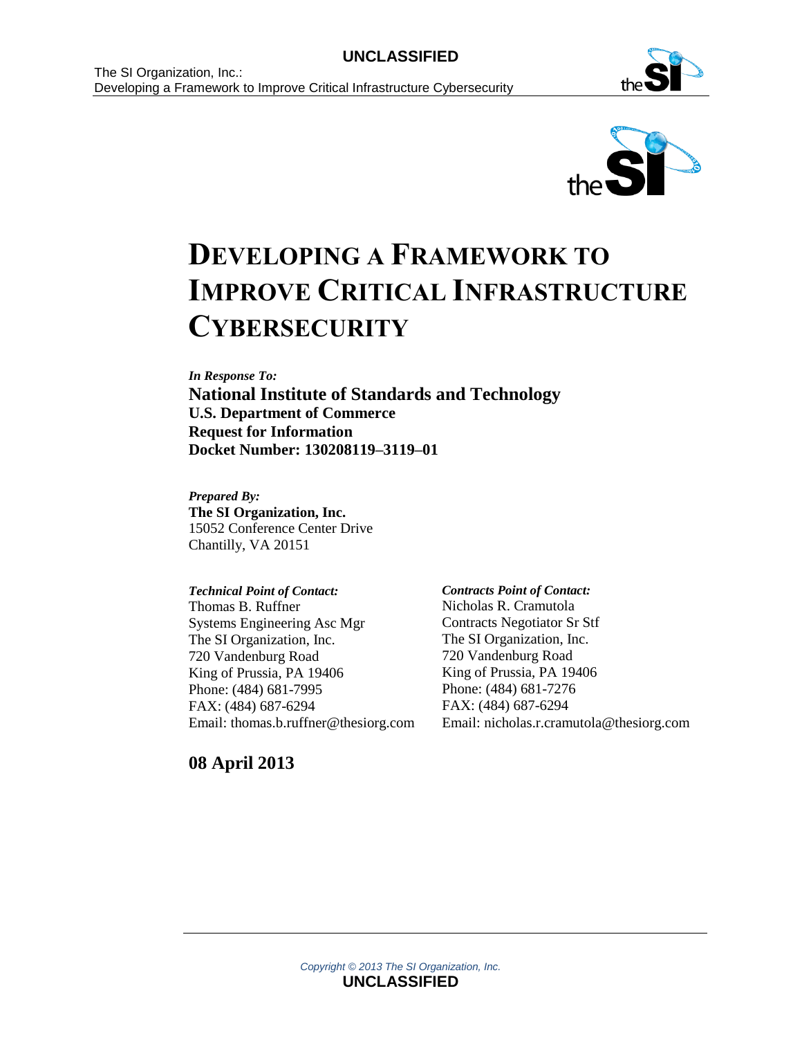# DEVELOPING A FRAMEWORK TO IMPROVE CRITICAL INFRASTRUCTURE CYBERSECURITY

***In Response To:***

**National Institute of Standards and Technology**
**U.S. Department of Commerce**
**Request for Information**
**Docket Number: 130208119–3119–01**

***Prepared By:***

**The SI Organization, Inc.**
15052 Conference Center Drive
Chantilly, VA 20151

***Technical Point of Contact:***
Thomas B. Ruffner
Systems Engineering Asc Mgr
The SI Organization, Inc.
720 Vandenburg Road
King of Prussia, PA 19406
Phone: (484) 681-7995
FAX: (484) 687-6294
Email: thomas.b.ruffner@thesiorg.com

***Contracts Point of Contact:***
Nicholas R. Cramutola
Contracts Negotiator Sr Stf
The SI Organization, Inc.
720 Vandenburg Road
King of Prussia, PA 19406
Phone: (484) 681-7276
FAX: (484) 687-6294
Email: nicholas.r.cramutola@thesiorg.com

**08 April 2013**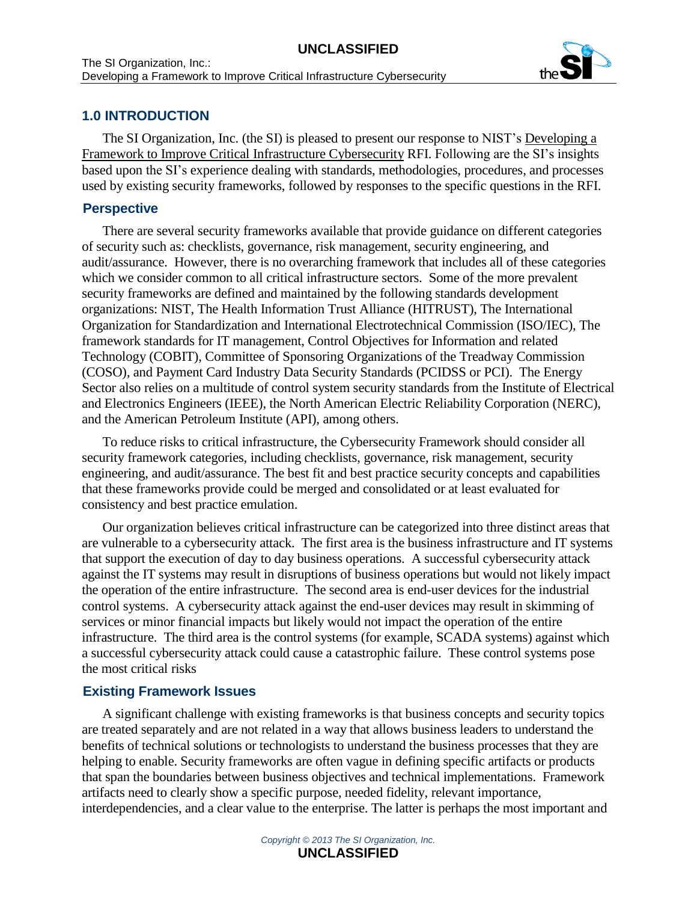## 1.0 INTRODUCTION

The SI Organization, Inc. (the SI) is pleased to present our response to NIST's Developing a Framework to Improve Critical Infrastructure Cybersecurity RFI. Following are the SI's insights based upon the SI's experience dealing with standards, methodologies, procedures, and processes used by existing security frameworks, followed by responses to the specific questions in the RFI.

### Perspective

There are several security frameworks available that provide guidance on different categories of security such as: checklists, governance, risk management, security engineering, and audit/assurance. However, there is no overarching framework that includes all of these categories which we consider common to all critical infrastructure sectors. Some of the more prevalent security frameworks are defined and maintained by the following standards development organizations: NIST, The Health Information Trust Alliance (HITRUST), The International Organization for Standardization and International Electrotechnical Commission (ISO/IEC), The framework standards for IT management, Control Objectives for Information and related Technology (COBIT), Committee of Sponsoring Organizations of the Treadway Commission (COSO), and Payment Card Industry Data Security Standards (PCIDSS or PCI). The Energy Sector also relies on a multitude of control system security standards from the Institute of Electrical and Electronics Engineers (IEEE), the North American Electric Reliability Corporation (NERC), and the American Petroleum Institute (API), among others.

To reduce risks to critical infrastructure, the Cybersecurity Framework should consider all security framework categories, including checklists, governance, risk management, security engineering, and audit/assurance. The best fit and best practice security concepts and capabilities that these frameworks provide could be merged and consolidated or at least evaluated for consistency and best practice emulation.

Our organization believes critical infrastructure can be categorized into three distinct areas that are vulnerable to a cybersecurity attack. The first area is the business infrastructure and IT systems that support the execution of day to day business operations. A successful cybersecurity attack against the IT systems may result in disruptions of business operations but would not likely impact the operation of the entire infrastructure. The second area is end-user devices for the industrial control systems. A cybersecurity attack against the end-user devices may result in skimming of services or minor financial impacts but likely would not impact the operation of the entire infrastructure. The third area is the control systems (for example, SCADA systems) against which a successful cybersecurity attack could cause a catastrophic failure. These control systems pose the most critical risks

### Existing Framework Issues

A significant challenge with existing frameworks is that business concepts and security topics are treated separately and are not related in a way that allows business leaders to understand the benefits of technical solutions or technologists to understand the business processes that they are helping to enable. Security frameworks are often vague in defining specific artifacts or products that span the boundaries between business objectives and technical implementations. Framework artifacts need to clearly show a specific purpose, needed fidelity, relevant importance, interdependencies, and a clear value to the enterprise. The latter is perhaps the most important and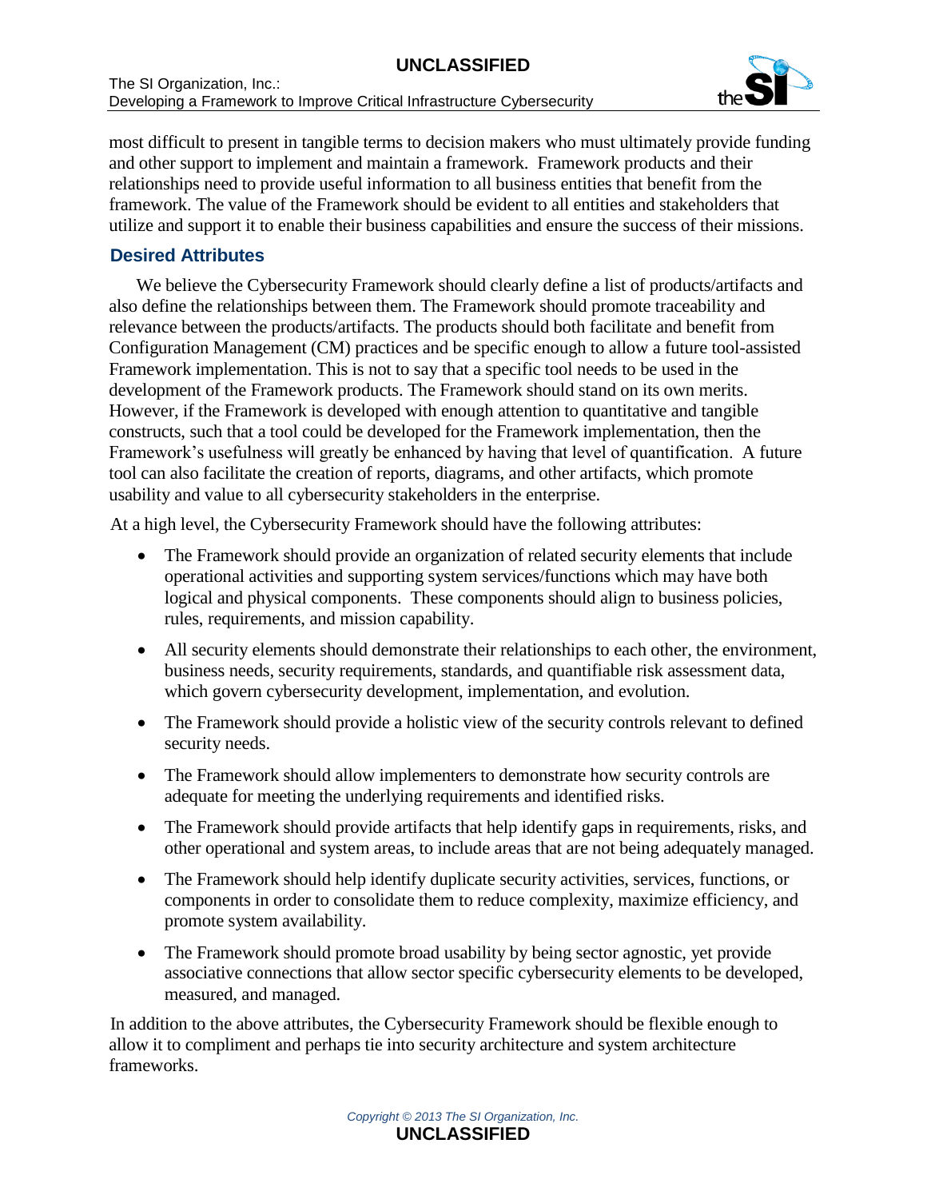most difficult to present in tangible terms to decision makers who must ultimately provide funding and other support to implement and maintain a framework. Framework products and their relationships need to provide useful information to all business entities that benefit from the framework. The value of the Framework should be evident to all entities and stakeholders that utilize and support it to enable their business capabilities and ensure the success of their missions.

### Desired Attributes

We believe the Cybersecurity Framework should clearly define a list of products/artifacts and also define the relationships between them. The Framework should promote traceability and relevance between the products/artifacts. The products should both facilitate and benefit from Configuration Management (CM) practices and be specific enough to allow a future tool-assisted Framework implementation. This is not to say that a specific tool needs to be used in the development of the Framework products. The Framework should stand on its own merits. However, if the Framework is developed with enough attention to quantitative and tangible constructs, such that a tool could be developed for the Framework implementation, then the Framework's usefulness will greatly be enhanced by having that level of quantification. A future tool can also facilitate the creation of reports, diagrams, and other artifacts, which promote usability and value to all cybersecurity stakeholders in the enterprise.

At a high level, the Cybersecurity Framework should have the following attributes:

- The Framework should provide an organization of related security elements that include operational activities and supporting system services/functions which may have both logical and physical components. These components should align to business policies, rules, requirements, and mission capability.
- All security elements should demonstrate their relationships to each other, the environment, business needs, security requirements, standards, and quantifiable risk assessment data, which govern cybersecurity development, implementation, and evolution.
- The Framework should provide a holistic view of the security controls relevant to defined security needs.
- The Framework should allow implementers to demonstrate how security controls are adequate for meeting the underlying requirements and identified risks.
- The Framework should provide artifacts that help identify gaps in requirements, risks, and other operational and system areas, to include areas that are not being adequately managed.
- The Framework should help identify duplicate security activities, services, functions, or components in order to consolidate them to reduce complexity, maximize efficiency, and promote system availability.
- The Framework should promote broad usability by being sector agnostic, yet provide associative connections that allow sector specific cybersecurity elements to be developed, measured, and managed.

In addition to the above attributes, the Cybersecurity Framework should be flexible enough to allow it to compliment and perhaps tie into security architecture and system architecture frameworks.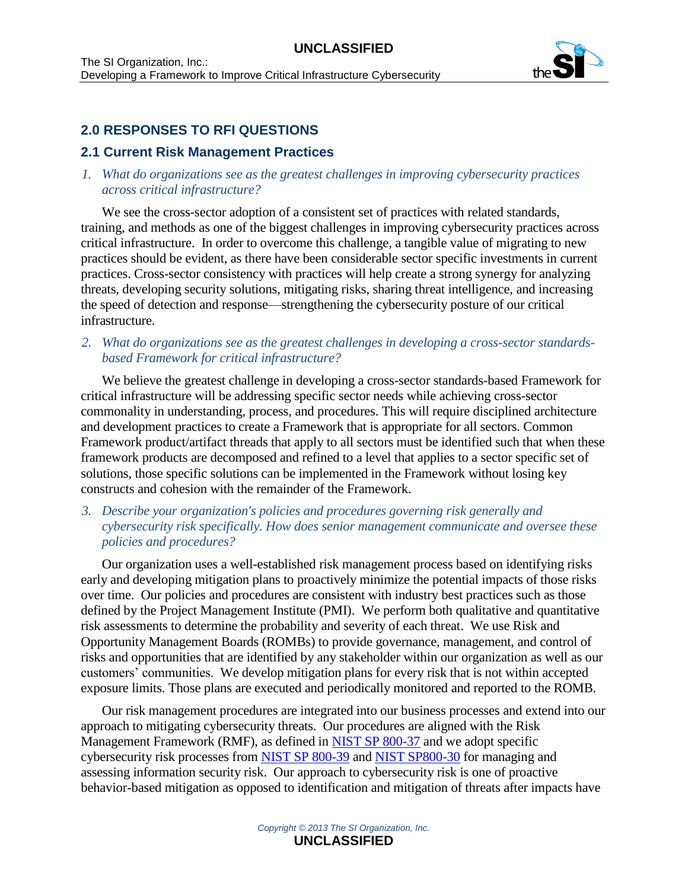## 2.0 RESPONSES TO RFI QUESTIONS

### 2.1 Current Risk Management Practices

*1. What do organizations see as the greatest challenges in improving cybersecurity practices across critical infrastructure?*

We see the cross-sector adoption of a consistent set of practices with related standards, training, and methods as one of the biggest challenges in improving cybersecurity practices across critical infrastructure. In order to overcome this challenge, a tangible value of migrating to new practices should be evident, as there have been considerable sector specific investments in current practices. Cross-sector consistency with practices will help create a strong synergy for analyzing threats, developing security solutions, mitigating risks, sharing threat intelligence, and increasing the speed of detection and response—strengthening the cybersecurity posture of our critical infrastructure.

*2. What do organizations see as the greatest challenges in developing a cross-sector standards-based Framework for critical infrastructure?*

We believe the greatest challenge in developing a cross-sector standards-based Framework for critical infrastructure will be addressing specific sector needs while achieving cross-sector commonality in understanding, process, and procedures. This will require disciplined architecture and development practices to create a Framework that is appropriate for all sectors. Common Framework product/artifact threads that apply to all sectors must be identified such that when these framework products are decomposed and refined to a level that applies to a sector specific set of solutions, those specific solutions can be implemented in the Framework without losing key constructs and cohesion with the remainder of the Framework.

*3. Describe your organization's policies and procedures governing risk generally and cybersecurity risk specifically. How does senior management communicate and oversee these policies and procedures?*

Our organization uses a well-established risk management process based on identifying risks early and developing mitigation plans to proactively minimize the potential impacts of those risks over time. Our policies and procedures are consistent with industry best practices such as those defined by the Project Management Institute (PMI). We perform both qualitative and quantitative risk assessments to determine the probability and severity of each threat. We use Risk and Opportunity Management Boards (ROMBs) to provide governance, management, and control of risks and opportunities that are identified by any stakeholder within our organization as well as our customers' communities. We develop mitigation plans for every risk that is not within accepted exposure limits. Those plans are executed and periodically monitored and reported to the ROMB.

Our risk management procedures are integrated into our business processes and extend into our approach to mitigating cybersecurity threats. Our procedures are aligned with the Risk Management Framework (RMF), as defined in NIST SP 800-37 and we adopt specific cybersecurity risk processes from NIST SP 800-39 and NIST SP800-30 for managing and assessing information security risk. Our approach to cybersecurity risk is one of proactive behavior-based mitigation as opposed to identification and mitigation of threats after impacts have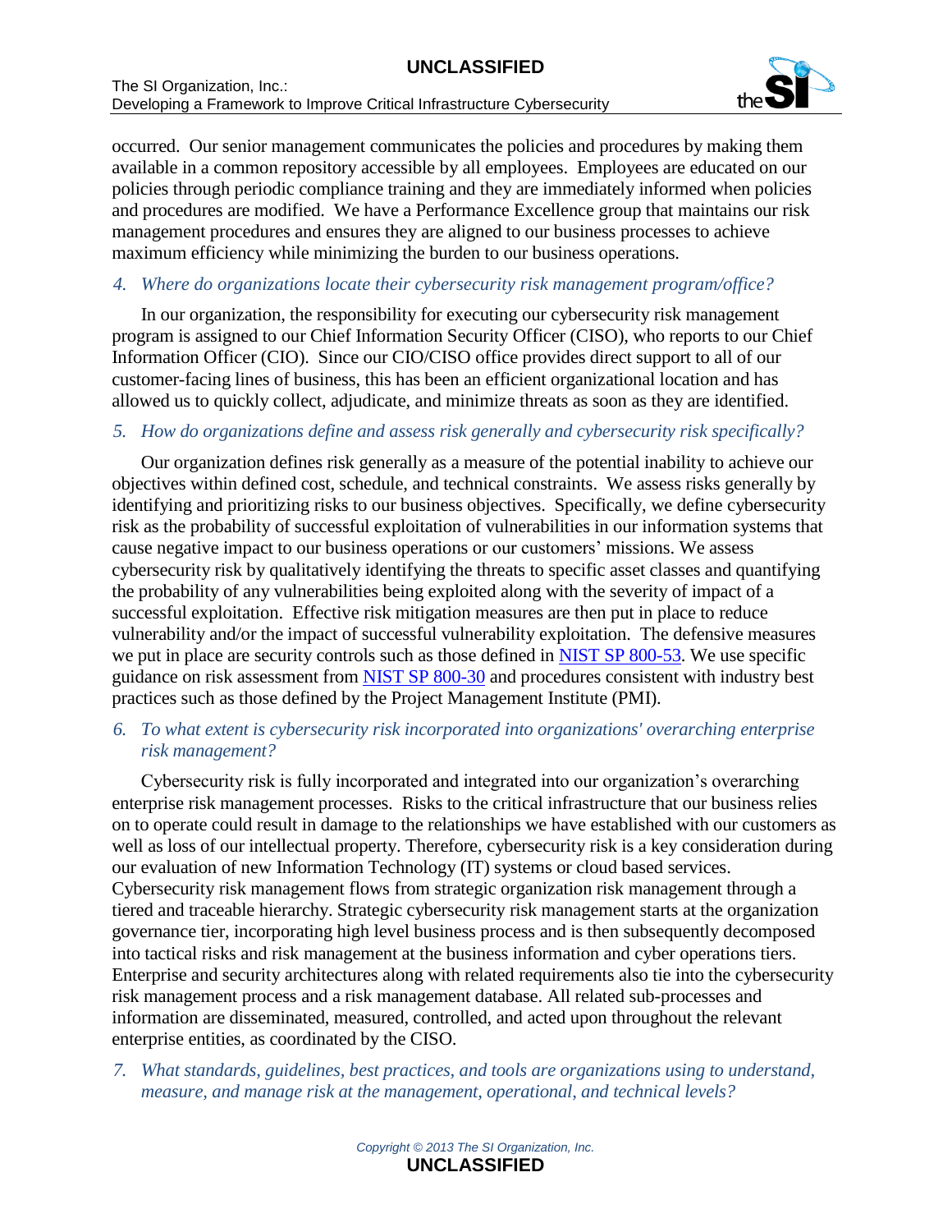occurred. Our senior management communicates the policies and procedures by making them available in a common repository accessible by all employees. Employees are educated on our policies through periodic compliance training and they are immediately informed when policies and procedures are modified. We have a Performance Excellence group that maintains our risk management procedures and ensures they are aligned to our business processes to achieve maximum efficiency while minimizing the burden to our business operations.

*4. Where do organizations locate their cybersecurity risk management program/office?*

In our organization, the responsibility for executing our cybersecurity risk management program is assigned to our Chief Information Security Officer (CISO), who reports to our Chief Information Officer (CIO). Since our CIO/CISO office provides direct support to all of our customer-facing lines of business, this has been an efficient organizational location and has allowed us to quickly collect, adjudicate, and minimize threats as soon as they are identified.

*5. How do organizations define and assess risk generally and cybersecurity risk specifically?*

Our organization defines risk generally as a measure of the potential inability to achieve our objectives within defined cost, schedule, and technical constraints. We assess risks generally by identifying and prioritizing risks to our business objectives. Specifically, we define cybersecurity risk as the probability of successful exploitation of vulnerabilities in our information systems that cause negative impact to our business operations or our customers' missions. We assess cybersecurity risk by qualitatively identifying the threats to specific asset classes and quantifying the probability of any vulnerabilities being exploited along with the severity of impact of a successful exploitation. Effective risk mitigation measures are then put in place to reduce vulnerability and/or the impact of successful vulnerability exploitation. The defensive measures we put in place are security controls such as those defined in NIST SP 800-53. We use specific guidance on risk assessment from NIST SP 800-30 and procedures consistent with industry best practices such as those defined by the Project Management Institute (PMI).

*6. To what extent is cybersecurity risk incorporated into organizations' overarching enterprise risk management?*

Cybersecurity risk is fully incorporated and integrated into our organization's overarching enterprise risk management processes. Risks to the critical infrastructure that our business relies on to operate could result in damage to the relationships we have established with our customers as well as loss of our intellectual property. Therefore, cybersecurity risk is a key consideration during our evaluation of new Information Technology (IT) systems or cloud based services. Cybersecurity risk management flows from strategic organization risk management through a tiered and traceable hierarchy. Strategic cybersecurity risk management starts at the organization governance tier, incorporating high level business process and is then subsequently decomposed into tactical risks and risk management at the business information and cyber operations tiers. Enterprise and security architectures along with related requirements also tie into the cybersecurity risk management process and a risk management database. All related sub-processes and information are disseminated, measured, controlled, and acted upon throughout the relevant enterprise entities, as coordinated by the CISO.

*7. What standards, guidelines, best practices, and tools are organizations using to understand, measure, and manage risk at the management, operational, and technical levels?*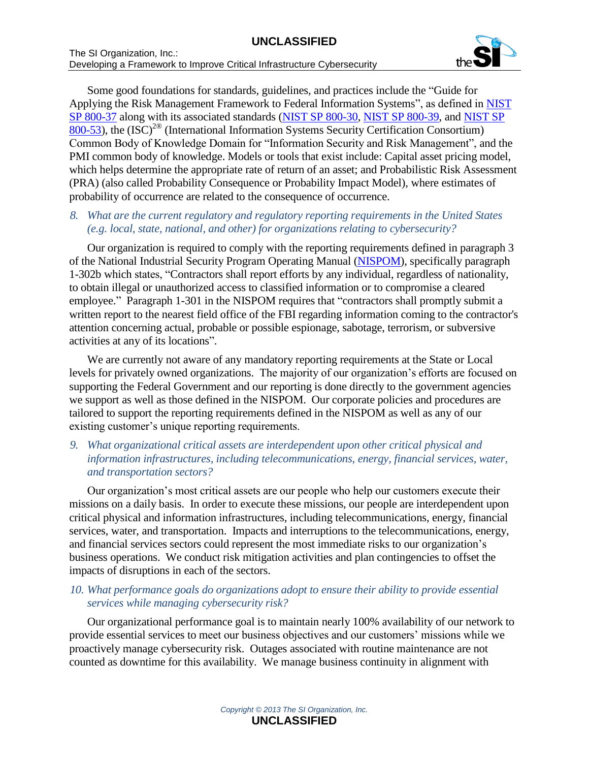Some good foundations for standards, guidelines, and practices include the "Guide for Applying the Risk Management Framework to Federal Information Systems", as defined in NIST SP 800-37 along with its associated standards (NIST SP 800-30, NIST SP 800-39, and NIST SP 800-53), the (ISC)[2®] (International Information Systems Security Certification Consortium) Common Body of Knowledge Domain for "Information Security and Risk Management", and the PMI common body of knowledge. Models or tools that exist include: Capital asset pricing model, which helps determine the appropriate rate of return of an asset; and Probabilistic Risk Assessment (PRA) (also called Probability Consequence or Probability Impact Model), where estimates of probability of occurrence are related to the consequence of occurrence.

*8. What are the current regulatory and regulatory reporting requirements in the United States (e.g. local, state, national, and other) for organizations relating to cybersecurity?*

Our organization is required to comply with the reporting requirements defined in paragraph 3 of the National Industrial Security Program Operating Manual (NISPOM), specifically paragraph 1-302b which states, "Contractors shall report efforts by any individual, regardless of nationality, to obtain illegal or unauthorized access to classified information or to compromise a cleared employee." Paragraph 1-301 in the NISPOM requires that "contractors shall promptly submit a written report to the nearest field office of the FBI regarding information coming to the contractor's attention concerning actual, probable or possible espionage, sabotage, terrorism, or subversive activities at any of its locations".

We are currently not aware of any mandatory reporting requirements at the State or Local levels for privately owned organizations. The majority of our organization's efforts are focused on supporting the Federal Government and our reporting is done directly to the government agencies we support as well as those defined in the NISPOM. Our corporate policies and procedures are tailored to support the reporting requirements defined in the NISPOM as well as any of our existing customer's unique reporting requirements.

*9. What organizational critical assets are interdependent upon other critical physical and information infrastructures, including telecommunications, energy, financial services, water, and transportation sectors?*

Our organization's most critical assets are our people who help our customers execute their missions on a daily basis. In order to execute these missions, our people are interdependent upon critical physical and information infrastructures, including telecommunications, energy, financial services, water, and transportation. Impacts and interruptions to the telecommunications, energy, and financial services sectors could represent the most immediate risks to our organization's business operations. We conduct risk mitigation activities and plan contingencies to offset the impacts of disruptions in each of the sectors.

*10. What performance goals do organizations adopt to ensure their ability to provide essential services while managing cybersecurity risk?*

Our organizational performance goal is to maintain nearly 100% availability of our network to provide essential services to meet our business objectives and our customers' missions while we proactively manage cybersecurity risk. Outages associated with routine maintenance are not counted as downtime for this availability. We manage business continuity in alignment with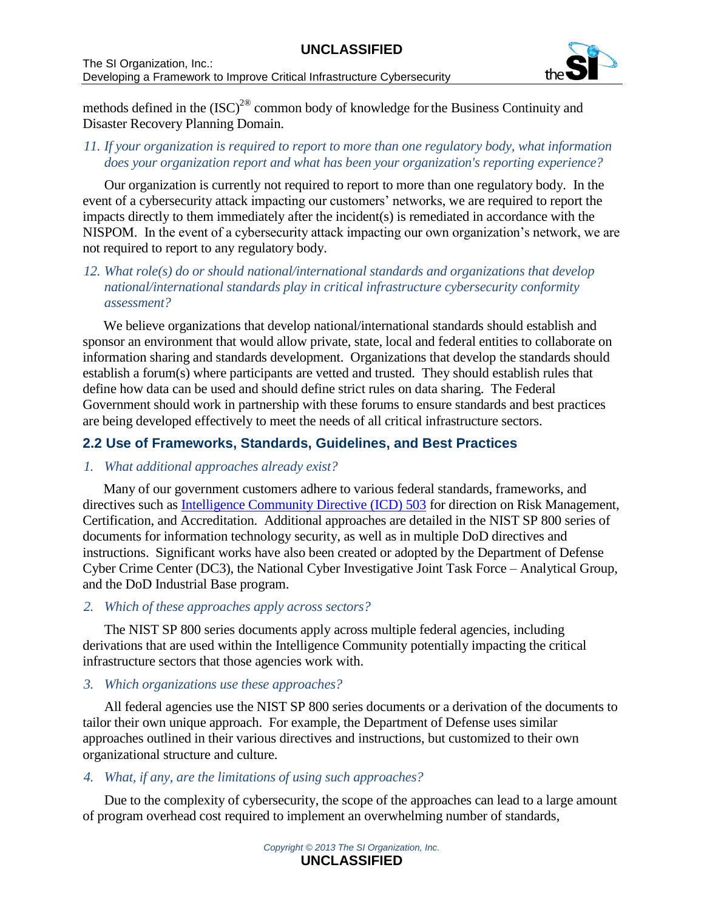methods defined in the (ISC)$^{2®}$ common body of knowledge for the Business Continuity and Disaster Recovery Planning Domain.

*11. If your organization is required to report to more than one regulatory body, what information does your organization report and what has been your organization's reporting experience?*

Our organization is currently not required to report to more than one regulatory body. In the event of a cybersecurity attack impacting our customers' networks, we are required to report the impacts directly to them immediately after the incident(s) is remediated in accordance with the NISPOM. In the event of a cybersecurity attack impacting our own organization's network, we are not required to report to any regulatory body.

*12. What role(s) do or should national/international standards and organizations that develop national/international standards play in critical infrastructure cybersecurity conformity assessment?*

We believe organizations that develop national/international standards should establish and sponsor an environment that would allow private, state, local and federal entities to collaborate on information sharing and standards development. Organizations that develop the standards should establish a forum(s) where participants are vetted and trusted. They should establish rules that define how data can be used and should define strict rules on data sharing. The Federal Government should work in partnership with these forums to ensure standards and best practices are being developed effectively to meet the needs of all critical infrastructure sectors.

## 2.2 Use of Frameworks, Standards, Guidelines, and Best Practices

*1. What additional approaches already exist?*

Many of our government customers adhere to various federal standards, frameworks, and directives such as Intelligence Community Directive (ICD) 503 for direction on Risk Management, Certification, and Accreditation. Additional approaches are detailed in the NIST SP 800 series of documents for information technology security, as well as in multiple DoD directives and instructions. Significant works have also been created or adopted by the Department of Defense Cyber Crime Center (DC3), the National Cyber Investigative Joint Task Force – Analytical Group, and the DoD Industrial Base program.

*2. Which of these approaches apply across sectors?*

The NIST SP 800 series documents apply across multiple federal agencies, including derivations that are used within the Intelligence Community potentially impacting the critical infrastructure sectors that those agencies work with.

*3. Which organizations use these approaches?*

All federal agencies use the NIST SP 800 series documents or a derivation of the documents to tailor their own unique approach. For example, the Department of Defense uses similar approaches outlined in their various directives and instructions, but customized to their own organizational structure and culture.

*4. What, if any, are the limitations of using such approaches?*

Due to the complexity of cybersecurity, the scope of the approaches can lead to a large amount of program overhead cost required to implement an overwhelming number of standards,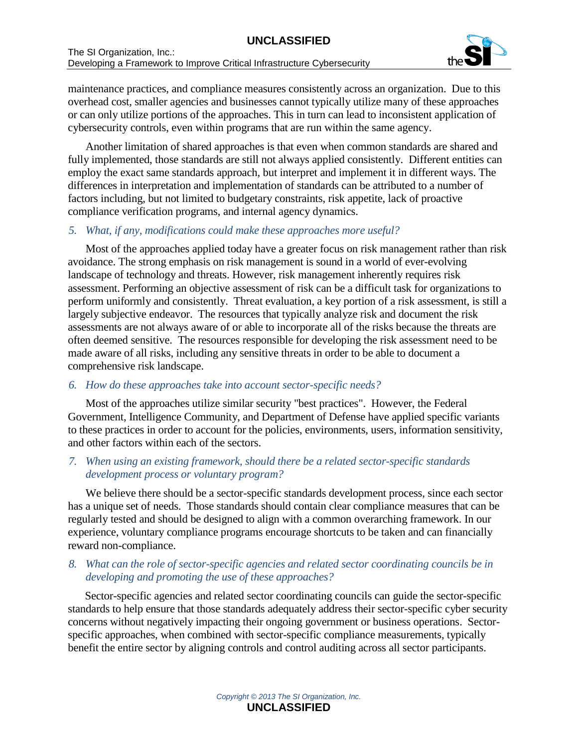maintenance practices, and compliance measures consistently across an organization. Due to this overhead cost, smaller agencies and businesses cannot typically utilize many of these approaches or can only utilize portions of the approaches. This in turn can lead to inconsistent application of cybersecurity controls, even within programs that are run within the same agency.

Another limitation of shared approaches is that even when common standards are shared and fully implemented, those standards are still not always applied consistently. Different entities can employ the exact same standards approach, but interpret and implement it in different ways. The differences in interpretation and implementation of standards can be attributed to a number of factors including, but not limited to budgetary constraints, risk appetite, lack of proactive compliance verification programs, and internal agency dynamics.

*5. What, if any, modifications could make these approaches more useful?*

Most of the approaches applied today have a greater focus on risk management rather than risk avoidance. The strong emphasis on risk management is sound in a world of ever-evolving landscape of technology and threats. However, risk management inherently requires risk assessment. Performing an objective assessment of risk can be a difficult task for organizations to perform uniformly and consistently. Threat evaluation, a key portion of a risk assessment, is still a largely subjective endeavor. The resources that typically analyze risk and document the risk assessments are not always aware of or able to incorporate all of the risks because the threats are often deemed sensitive. The resources responsible for developing the risk assessment need to be made aware of all risks, including any sensitive threats in order to be able to document a comprehensive risk landscape.

*6. How do these approaches take into account sector-specific needs?*

Most of the approaches utilize similar security "best practices". However, the Federal Government, Intelligence Community, and Department of Defense have applied specific variants to these practices in order to account for the policies, environments, users, information sensitivity, and other factors within each of the sectors.

*7. When using an existing framework, should there be a related sector-specific standards development process or voluntary program?*

We believe there should be a sector-specific standards development process, since each sector has a unique set of needs. Those standards should contain clear compliance measures that can be regularly tested and should be designed to align with a common overarching framework. In our experience, voluntary compliance programs encourage shortcuts to be taken and can financially reward non-compliance.

*8. What can the role of sector-specific agencies and related sector coordinating councils be in developing and promoting the use of these approaches?*

Sector-specific agencies and related sector coordinating councils can guide the sector-specific standards to help ensure that those standards adequately address their sector-specific cyber security concerns without negatively impacting their ongoing government or business operations. Sector-specific approaches, when combined with sector-specific compliance measurements, typically benefit the entire sector by aligning controls and control auditing across all sector participants.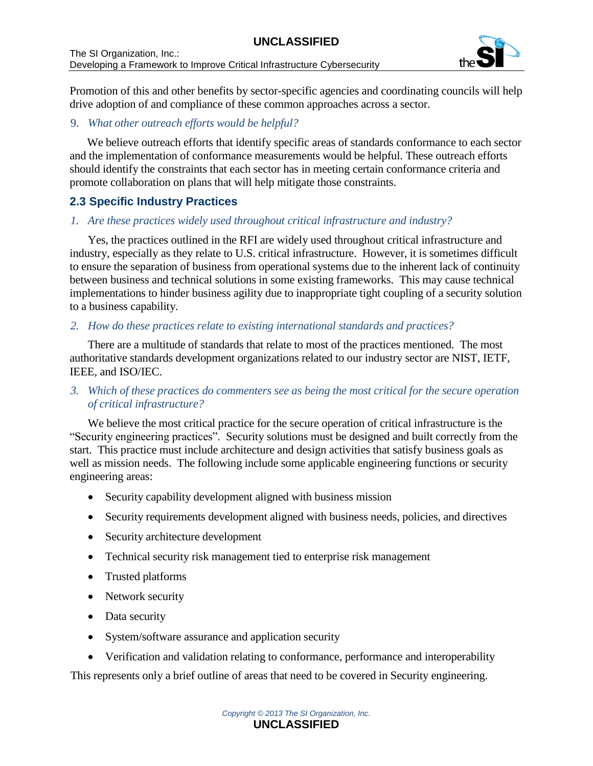Promotion of this and other benefits by sector-specific agencies and coordinating councils will help drive adoption of and compliance of these common approaches across a sector.

9. *What other outreach efforts would be helpful?*

We believe outreach efforts that identify specific areas of standards conformance to each sector and the implementation of conformance measurements would be helpful. These outreach efforts should identify the constraints that each sector has in meeting certain conformance criteria and promote collaboration on plans that will help mitigate those constraints.

## 2.3 Specific Industry Practices

1. *Are these practices widely used throughout critical infrastructure and industry?*

Yes, the practices outlined in the RFI are widely used throughout critical infrastructure and industry, especially as they relate to U.S. critical infrastructure. However, it is sometimes difficult to ensure the separation of business from operational systems due to the inherent lack of continuity between business and technical solutions in some existing frameworks. This may cause technical implementations to hinder business agility due to inappropriate tight coupling of a security solution to a business capability.

2. *How do these practices relate to existing international standards and practices?*

There are a multitude of standards that relate to most of the practices mentioned. The most authoritative standards development organizations related to our industry sector are NIST, IETF, IEEE, and ISO/IEC.

3. *Which of these practices do commenters see as being the most critical for the secure operation of critical infrastructure?*

We believe the most critical practice for the secure operation of critical infrastructure is the "Security engineering practices". Security solutions must be designed and built correctly from the start. This practice must include architecture and design activities that satisfy business goals as well as mission needs. The following include some applicable engineering functions or security engineering areas:

- Security capability development aligned with business mission
- Security requirements development aligned with business needs, policies, and directives
- Security architecture development
- Technical security risk management tied to enterprise risk management
- Trusted platforms
- Network security
- Data security
- System/software assurance and application security
- Verification and validation relating to conformance, performance and interoperability

This represents only a brief outline of areas that need to be covered in Security engineering.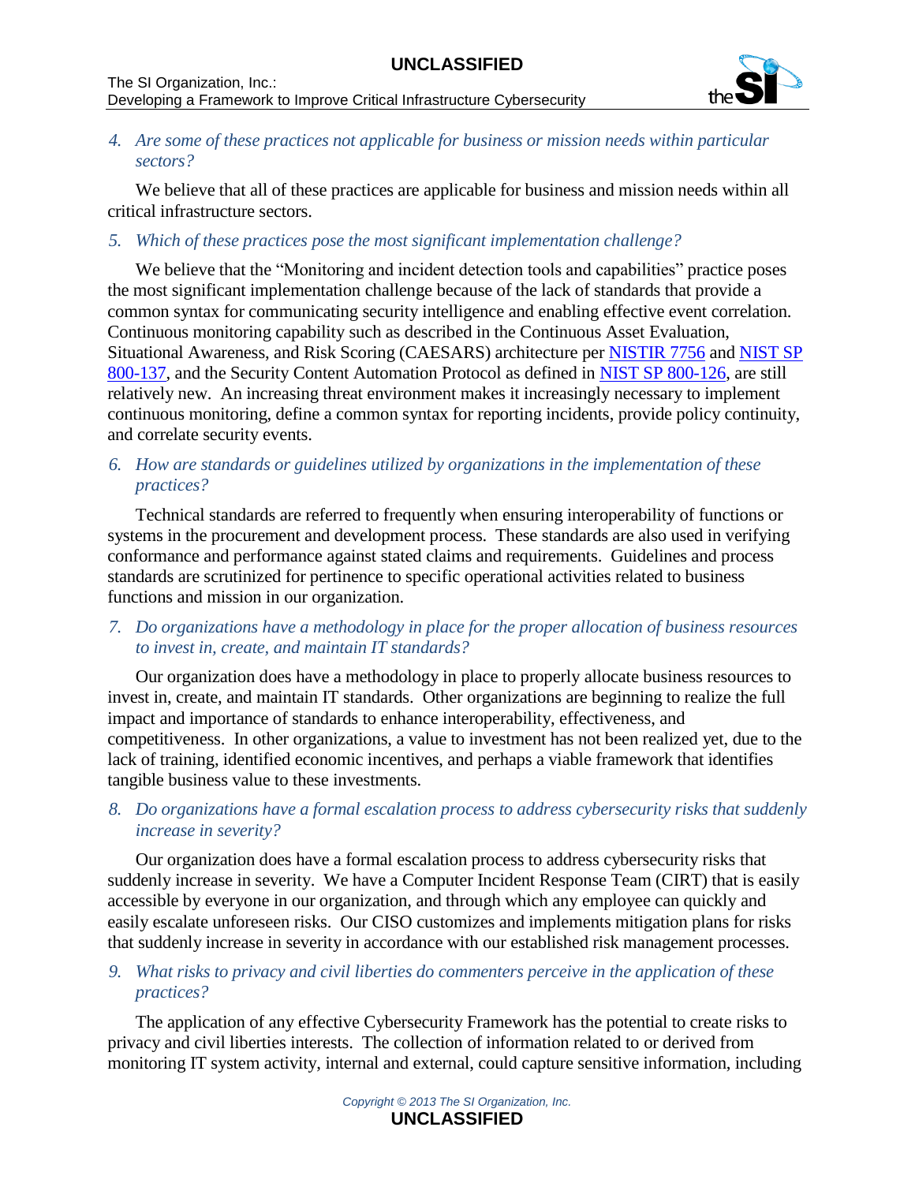*4. Are some of these practices not applicable for business or mission needs within particular sectors?*

We believe that all of these practices are applicable for business and mission needs within all critical infrastructure sectors.

*5. Which of these practices pose the most significant implementation challenge?*

We believe that the "Monitoring and incident detection tools and capabilities" practice poses the most significant implementation challenge because of the lack of standards that provide a common syntax for communicating security intelligence and enabling effective event correlation. Continuous monitoring capability such as described in the Continuous Asset Evaluation, Situational Awareness, and Risk Scoring (CAESARS) architecture per NISTIR 7756 and NIST SP 800-137, and the Security Content Automation Protocol as defined in NIST SP 800-126, are still relatively new. An increasing threat environment makes it increasingly necessary to implement continuous monitoring, define a common syntax for reporting incidents, provide policy continuity, and correlate security events.

*6. How are standards or guidelines utilized by organizations in the implementation of these practices?*

Technical standards are referred to frequently when ensuring interoperability of functions or systems in the procurement and development process. These standards are also used in verifying conformance and performance against stated claims and requirements. Guidelines and process standards are scrutinized for pertinence to specific operational activities related to business functions and mission in our organization.

*7. Do organizations have a methodology in place for the proper allocation of business resources to invest in, create, and maintain IT standards?*

Our organization does have a methodology in place to properly allocate business resources to invest in, create, and maintain IT standards. Other organizations are beginning to realize the full impact and importance of standards to enhance interoperability, effectiveness, and competitiveness. In other organizations, a value to investment has not been realized yet, due to the lack of training, identified economic incentives, and perhaps a viable framework that identifies tangible business value to these investments.

*8. Do organizations have a formal escalation process to address cybersecurity risks that suddenly increase in severity?*

Our organization does have a formal escalation process to address cybersecurity risks that suddenly increase in severity. We have a Computer Incident Response Team (CIRT) that is easily accessible by everyone in our organization, and through which any employee can quickly and easily escalate unforeseen risks. Our CISO customizes and implements mitigation plans for risks that suddenly increase in severity in accordance with our established risk management processes.

*9. What risks to privacy and civil liberties do commenters perceive in the application of these practices?*

The application of any effective Cybersecurity Framework has the potential to create risks to privacy and civil liberties interests. The collection of information related to or derived from monitoring IT system activity, internal and external, could capture sensitive information, including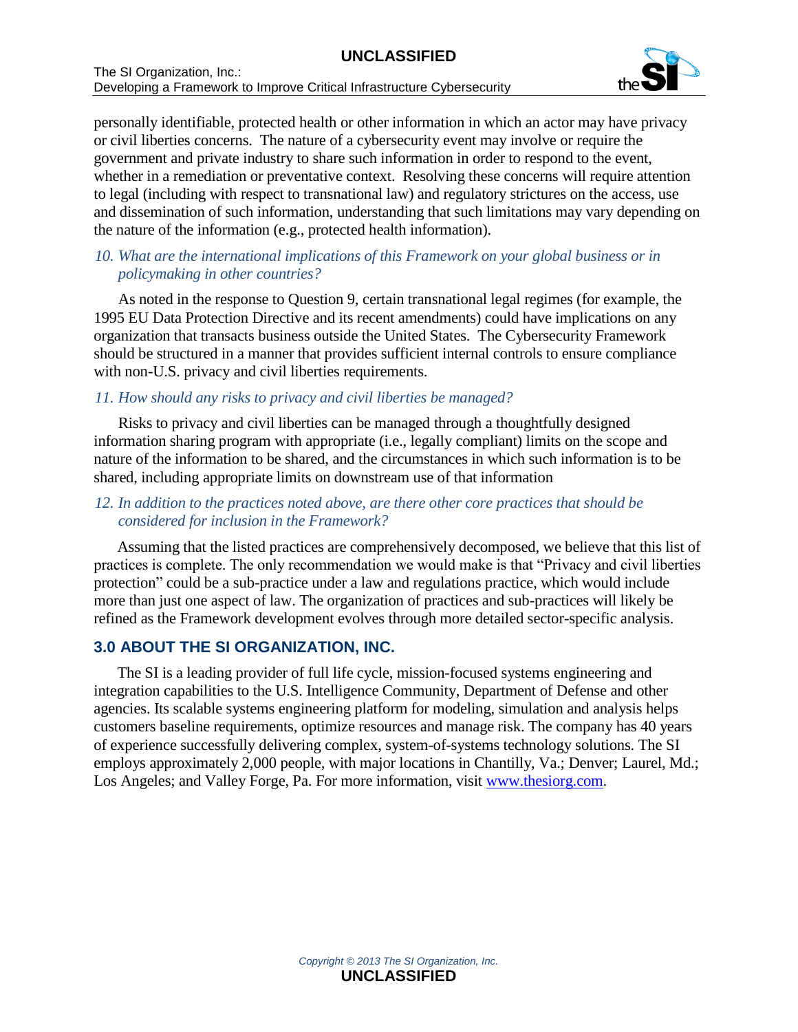personally identifiable, protected health or other information in which an actor may have privacy or civil liberties concerns. The nature of a cybersecurity event may involve or require the government and private industry to share such information in order to respond to the event, whether in a remediation or preventative context. Resolving these concerns will require attention to legal (including with respect to transnational law) and regulatory strictures on the access, use and dissemination of such information, understanding that such limitations may vary depending on the nature of the information (e.g., protected health information).

*10. What are the international implications of this Framework on your global business or in policymaking in other countries?*

As noted in the response to Question 9, certain transnational legal regimes (for example, the 1995 EU Data Protection Directive and its recent amendments) could have implications on any organization that transacts business outside the United States. The Cybersecurity Framework should be structured in a manner that provides sufficient internal controls to ensure compliance with non-U.S. privacy and civil liberties requirements.

*11. How should any risks to privacy and civil liberties be managed?*

Risks to privacy and civil liberties can be managed through a thoughtfully designed information sharing program with appropriate (i.e., legally compliant) limits on the scope and nature of the information to be shared, and the circumstances in which such information is to be shared, including appropriate limits on downstream use of that information

*12. In addition to the practices noted above, are there other core practices that should be considered for inclusion in the Framework?*

Assuming that the listed practices are comprehensively decomposed, we believe that this list of practices is complete. The only recommendation we would make is that "Privacy and civil liberties protection" could be a sub-practice under a law and regulations practice, which would include more than just one aspect of law. The organization of practices and sub-practices will likely be refined as the Framework development evolves through more detailed sector-specific analysis.

## 3.0 ABOUT THE SI ORGANIZATION, INC.

The SI is a leading provider of full life cycle, mission-focused systems engineering and integration capabilities to the U.S. Intelligence Community, Department of Defense and other agencies. Its scalable systems engineering platform for modeling, simulation and analysis helps customers baseline requirements, optimize resources and manage risk. The company has 40 years of experience successfully delivering complex, system-of-systems technology solutions. The SI employs approximately 2,000 people, with major locations in Chantilly, Va.; Denver; Laurel, Md.; Los Angeles; and Valley Forge, Pa. For more information, visit www.thesiorg.com.